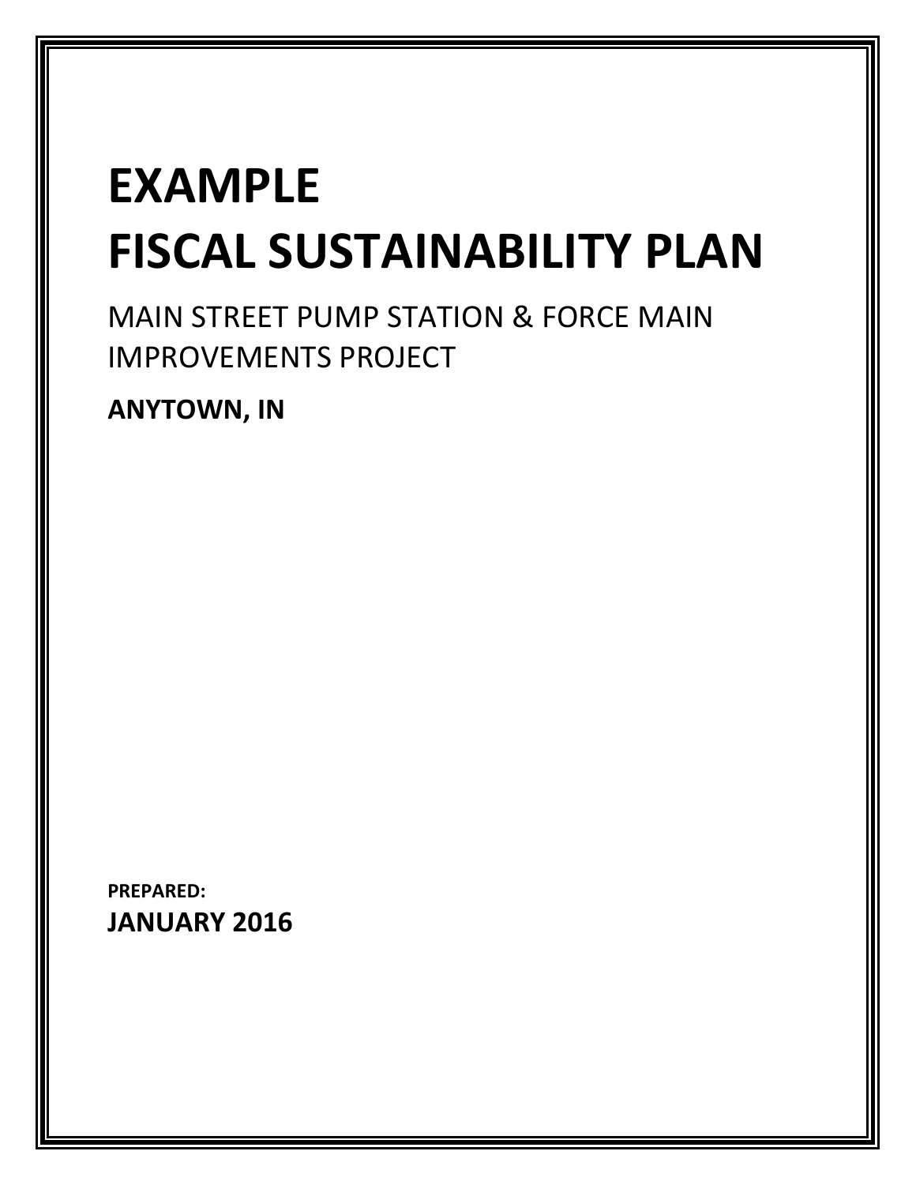# EXAMPLE
# FISCAL SUSTAINABILITY PLAN

MAIN STREET PUMP STATION & FORCE MAIN IMPROVEMENTS PROJECT

**ANYTOWN, IN**

**PREPARED:**

**JANUARY 2016**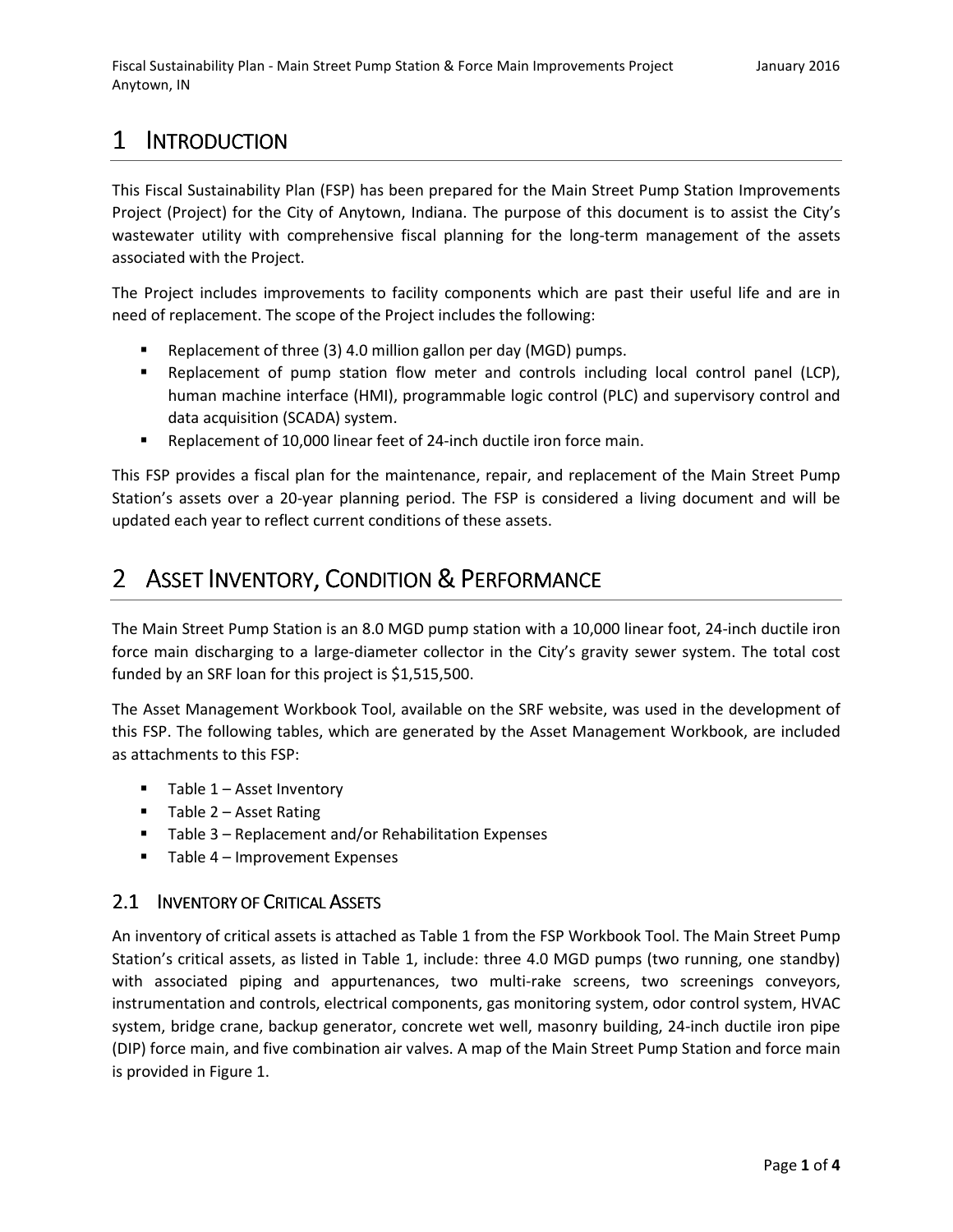# 1 Introduction

This Fiscal Sustainability Plan (FSP) has been prepared for the Main Street Pump Station Improvements Project (Project) for the City of Anytown, Indiana. The purpose of this document is to assist the City's wastewater utility with comprehensive fiscal planning for the long-term management of the assets associated with the Project.

The Project includes improvements to facility components which are past their useful life and are in need of replacement. The scope of the Project includes the following:

- Replacement of three (3) 4.0 million gallon per day (MGD) pumps.
- Replacement of pump station flow meter and controls including local control panel (LCP), human machine interface (HMI), programmable logic control (PLC) and supervisory control and data acquisition (SCADA) system.
- Replacement of 10,000 linear feet of 24-inch ductile iron force main.

This FSP provides a fiscal plan for the maintenance, repair, and replacement of the Main Street Pump Station's assets over a 20-year planning period. The FSP is considered a living document and will be updated each year to reflect current conditions of these assets.

# 2 Asset Inventory, Condition & Performance

The Main Street Pump Station is an 8.0 MGD pump station with a 10,000 linear foot, 24-inch ductile iron force main discharging to a large-diameter collector in the City's gravity sewer system. The total cost funded by an SRF loan for this project is $1,515,500.

The Asset Management Workbook Tool, available on the SRF website, was used in the development of this FSP. The following tables, which are generated by the Asset Management Workbook, are included as attachments to this FSP:

- Table 1 – Asset Inventory
- Table 2 – Asset Rating
- Table 3 – Replacement and/or Rehabilitation Expenses
- Table 4 – Improvement Expenses

## 2.1 Inventory of Critical Assets

An inventory of critical assets is attached as Table 1 from the FSP Workbook Tool. The Main Street Pump Station's critical assets, as listed in Table 1, include: three 4.0 MGD pumps (two running, one standby) with associated piping and appurtenances, two multi-rake screens, two screenings conveyors, instrumentation and controls, electrical components, gas monitoring system, odor control system, HVAC system, bridge crane, backup generator, concrete wet well, masonry building, 24-inch ductile iron pipe (DIP) force main, and five combination air valves. A map of the Main Street Pump Station and force main is provided in Figure 1.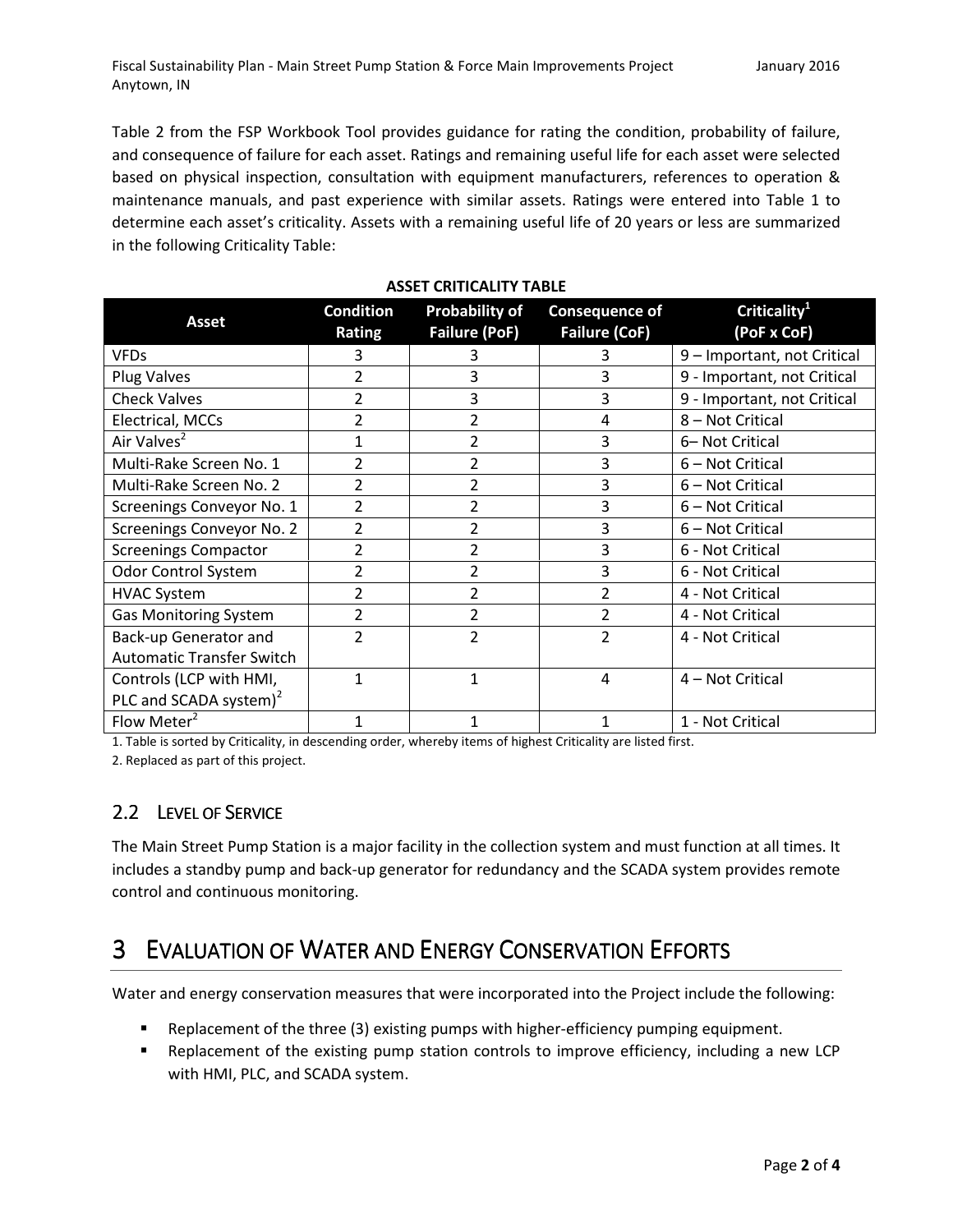Table 2 from the FSP Workbook Tool provides guidance for rating the condition, probability of failure, and consequence of failure for each asset. Ratings and remaining useful life for each asset were selected based on physical inspection, consultation with equipment manufacturers, references to operation & maintenance manuals, and past experience with similar assets. Ratings were entered into Table 1 to determine each asset's criticality. Assets with a remaining useful life of 20 years or less are summarized in the following Criticality Table:

**ASSET CRITICALITY TABLE**

| Asset | Condition Rating | Probability of Failure (PoF) | Consequence of Failure (CoF) | Criticality[1] (PoF x CoF) |
|---|---|---|---|---|
| VFDs | 3 | 3 | 3 | 9 – Important, not Critical |
| Plug Valves | 2 | 3 | 3 | 9 - Important, not Critical |
| Check Valves | 2 | 3 | 3 | 9 - Important, not Critical |
| Electrical, MCCs | 2 | 2 | 4 | 8 – Not Critical |
| Air Valves[2] | 1 | 2 | 3 | 6– Not Critical |
| Multi-Rake Screen No. 1 | 2 | 2 | 3 | 6 – Not Critical |
| Multi-Rake Screen No. 2 | 2 | 2 | 3 | 6 – Not Critical |
| Screenings Conveyor No. 1 | 2 | 2 | 3 | 6 – Not Critical |
| Screenings Conveyor No. 2 | 2 | 2 | 3 | 6 – Not Critical |
| Screenings Compactor | 2 | 2 | 3 | 6 - Not Critical |
| Odor Control System | 2 | 2 | 3 | 6 - Not Critical |
| HVAC System | 2 | 2 | 2 | 4 - Not Critical |
| Gas Monitoring System | 2 | 2 | 2 | 4 - Not Critical |
| Back-up Generator and Automatic Transfer Switch | 2 | 2 | 2 | 4 - Not Critical |
| Controls (LCP with HMI, PLC and SCADA system)[2] | 1 | 1 | 4 | 4 – Not Critical |
| Flow Meter[2] | 1 | 1 | 1 | 1 - Not Critical |

1. Table is sorted by Criticality, in descending order, whereby items of highest Criticality are listed first.
2. Replaced as part of this project.

## 2.2 Level of Service

The Main Street Pump Station is a major facility in the collection system and must function at all times. It includes a standby pump and back-up generator for redundancy and the SCADA system provides remote control and continuous monitoring.

# 3 Evaluation of Water and Energy Conservation Efforts

Water and energy conservation measures that were incorporated into the Project include the following:

- Replacement of the three (3) existing pumps with higher-efficiency pumping equipment.
- Replacement of the existing pump station controls to improve efficiency, including a new LCP with HMI, PLC, and SCADA system.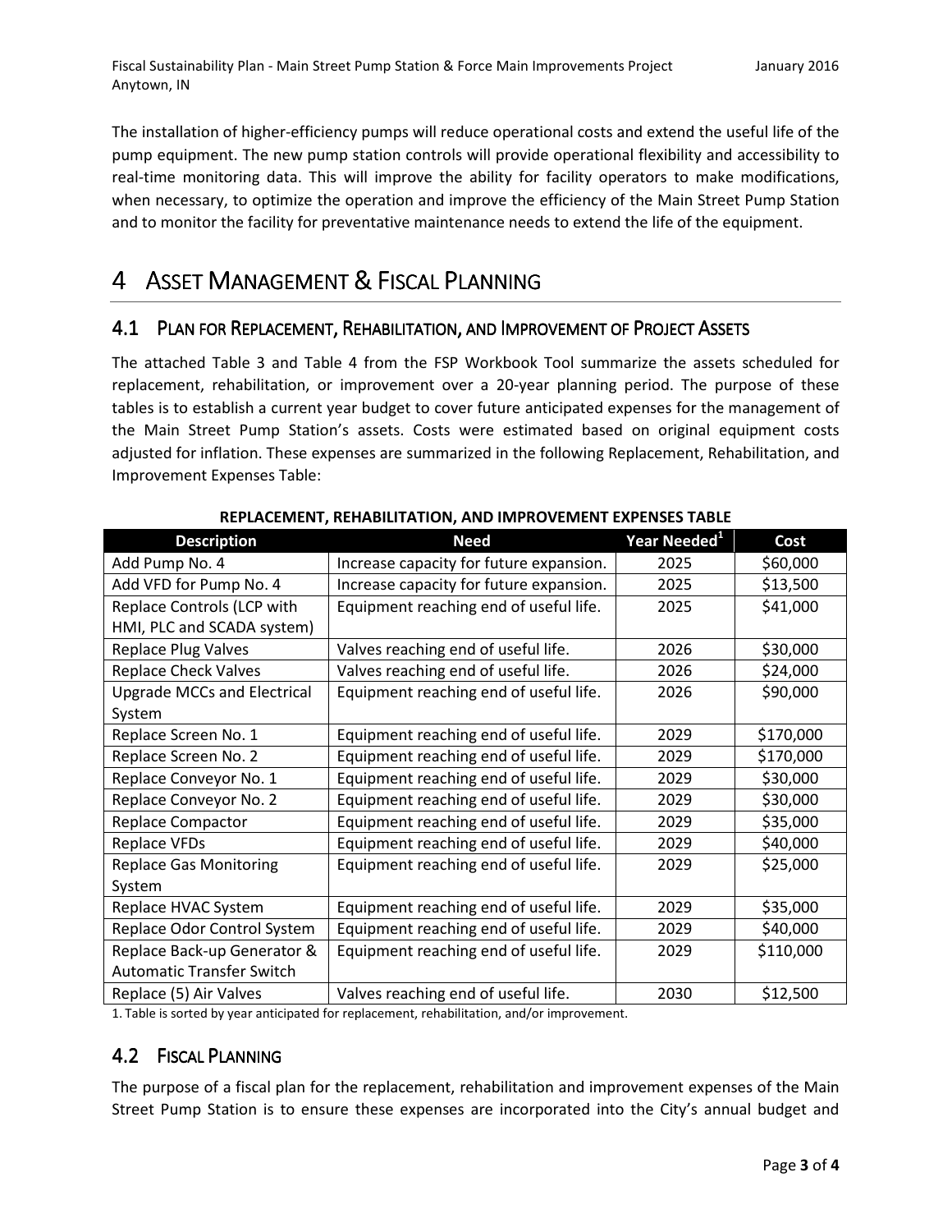The installation of higher-efficiency pumps will reduce operational costs and extend the useful life of the pump equipment. The new pump station controls will provide operational flexibility and accessibility to real-time monitoring data. This will improve the ability for facility operators to make modifications, when necessary, to optimize the operation and improve the efficiency of the Main Street Pump Station and to monitor the facility for preventative maintenance needs to extend the life of the equipment.

# 4 Asset Management & Fiscal Planning

## 4.1 Plan for Replacement, Rehabilitation, and Improvement of Project Assets

The attached Table 3 and Table 4 from the FSP Workbook Tool summarize the assets scheduled for replacement, rehabilitation, or improvement over a 20-year planning period. The purpose of these tables is to establish a current year budget to cover future anticipated expenses for the management of the Main Street Pump Station's assets. Costs were estimated based on original equipment costs adjusted for inflation. These expenses are summarized in the following Replacement, Rehabilitation, and Improvement Expenses Table:

**REPLACEMENT, REHABILITATION, AND IMPROVEMENT EXPENSES TABLE**

| Description | Need | Year Needed[1] | Cost |
|---|---|---|---|
| Add Pump No. 4 | Increase capacity for future expansion. | 2025 | $60,000 |
| Add VFD for Pump No. 4 | Increase capacity for future expansion. | 2025 | $13,500 |
| Replace Controls (LCP with HMI, PLC and SCADA system) | Equipment reaching end of useful life. | 2025 | $41,000 |
| Replace Plug Valves | Valves reaching end of useful life. | 2026 | $30,000 |
| Replace Check Valves | Valves reaching end of useful life. | 2026 | $24,000 |
| Upgrade MCCs and Electrical System | Equipment reaching end of useful life. | 2026 | $90,000 |
| Replace Screen No. 1 | Equipment reaching end of useful life. | 2029 | $170,000 |
| Replace Screen No. 2 | Equipment reaching end of useful life. | 2029 | $170,000 |
| Replace Conveyor No. 1 | Equipment reaching end of useful life. | 2029 | $30,000 |
| Replace Conveyor No. 2 | Equipment reaching end of useful life. | 2029 | $30,000 |
| Replace Compactor | Equipment reaching end of useful life. | 2029 | $35,000 |
| Replace VFDs | Equipment reaching end of useful life. | 2029 | $40,000 |
| Replace Gas Monitoring System | Equipment reaching end of useful life. | 2029 | $25,000 |
| Replace HVAC System | Equipment reaching end of useful life. | 2029 | $35,000 |
| Replace Odor Control System | Equipment reaching end of useful life. | 2029 | $40,000 |
| Replace Back-up Generator & Automatic Transfer Switch | Equipment reaching end of useful life. | 2029 | $110,000 |
| Replace (5) Air Valves | Valves reaching end of useful life. | 2030 | $12,500 |

1. Table is sorted by year anticipated for replacement, rehabilitation, and/or improvement.

## 4.2 Fiscal Planning

The purpose of a fiscal plan for the replacement, rehabilitation and improvement expenses of the Main Street Pump Station is to ensure these expenses are incorporated into the City's annual budget and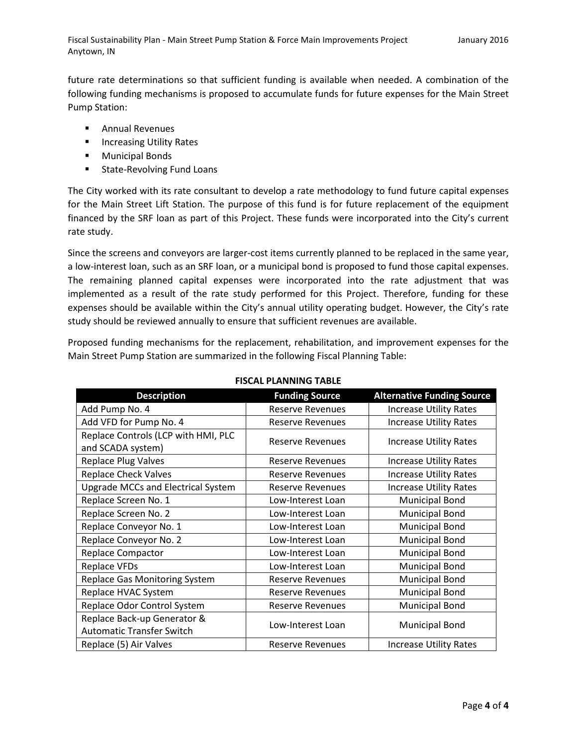future rate determinations so that sufficient funding is available when needed. A combination of the following funding mechanisms is proposed to accumulate funds for future expenses for the Main Street Pump Station:

- Annual Revenues
- Increasing Utility Rates
- Municipal Bonds
- State-Revolving Fund Loans

The City worked with its rate consultant to develop a rate methodology to fund future capital expenses for the Main Street Lift Station. The purpose of this fund is for future replacement of the equipment financed by the SRF loan as part of this Project. These funds were incorporated into the City's current rate study.

Since the screens and conveyors are larger-cost items currently planned to be replaced in the same year, a low-interest loan, such as an SRF loan, or a municipal bond is proposed to fund those capital expenses. The remaining planned capital expenses were incorporated into the rate adjustment that was implemented as a result of the rate study performed for this Project. Therefore, funding for these expenses should be available within the City's annual utility operating budget. However, the City's rate study should be reviewed annually to ensure that sufficient revenues are available.

Proposed funding mechanisms for the replacement, rehabilitation, and improvement expenses for the Main Street Pump Station are summarized in the following Fiscal Planning Table:

**FISCAL PLANNING TABLE**

| Description | Funding Source | Alternative Funding Source |
|---|---|---|
| Add Pump No. 4 | Reserve Revenues | Increase Utility Rates |
| Add VFD for Pump No. 4 | Reserve Revenues | Increase Utility Rates |
| Replace Controls (LCP with HMI, PLC and SCADA system) | Reserve Revenues | Increase Utility Rates |
| Replace Plug Valves | Reserve Revenues | Increase Utility Rates |
| Replace Check Valves | Reserve Revenues | Increase Utility Rates |
| Upgrade MCCs and Electrical System | Reserve Revenues | Increase Utility Rates |
| Replace Screen No. 1 | Low-Interest Loan | Municipal Bond |
| Replace Screen No. 2 | Low-Interest Loan | Municipal Bond |
| Replace Conveyor No. 1 | Low-Interest Loan | Municipal Bond |
| Replace Conveyor No. 2 | Low-Interest Loan | Municipal Bond |
| Replace Compactor | Low-Interest Loan | Municipal Bond |
| Replace VFDs | Low-Interest Loan | Municipal Bond |
| Replace Gas Monitoring System | Reserve Revenues | Municipal Bond |
| Replace HVAC System | Reserve Revenues | Municipal Bond |
| Replace Odor Control System | Reserve Revenues | Municipal Bond |
| Replace Back-up Generator & Automatic Transfer Switch | Low-Interest Loan | Municipal Bond |
| Replace (5) Air Valves | Reserve Revenues | Increase Utility Rates |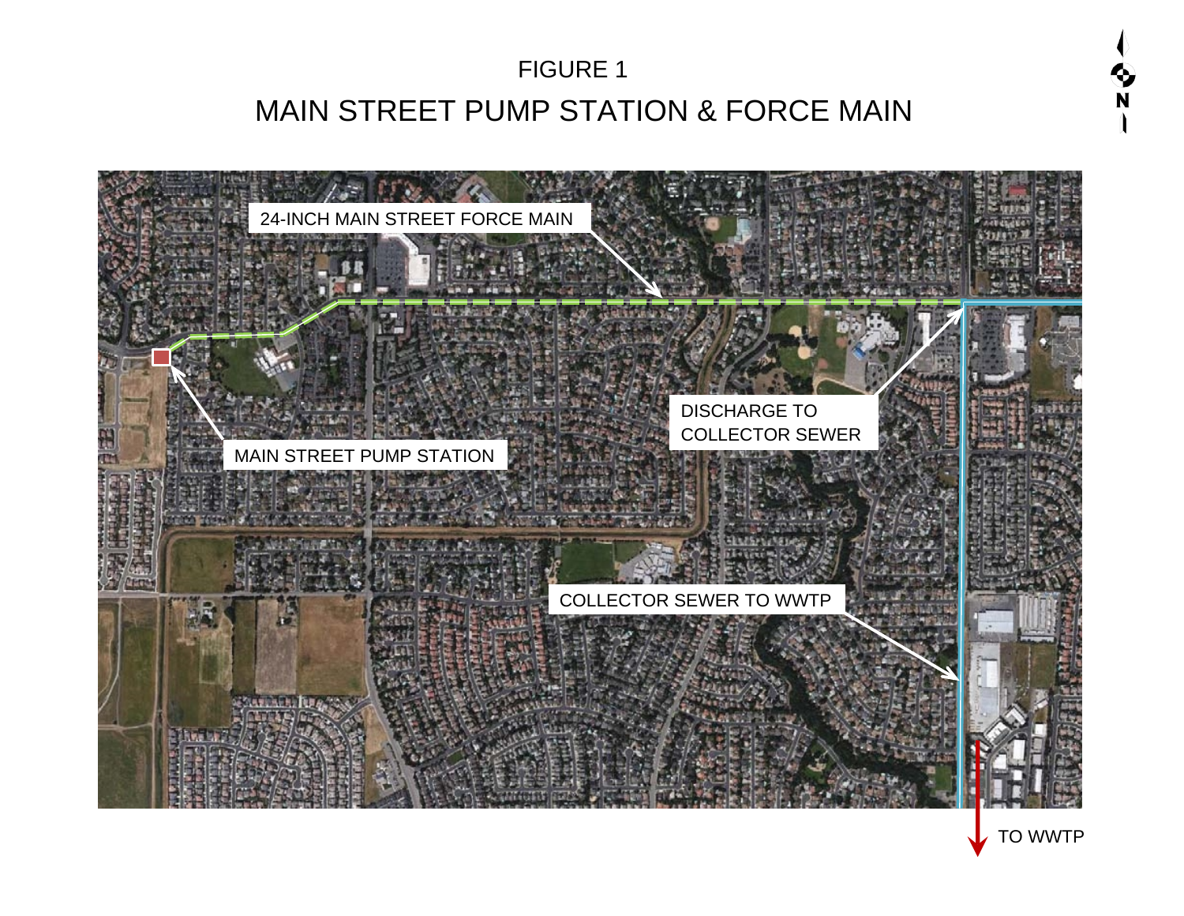# FIGURE 1

## MAIN STREET PUMP STATION & FORCE MAIN

24-INCH MAIN STREET FORCE MAIN

MAIN STREET PUMP STATION

DISCHARGE TO COLLECTOR SEWER

COLLECTOR SEWER TO WWTP

TO WWTP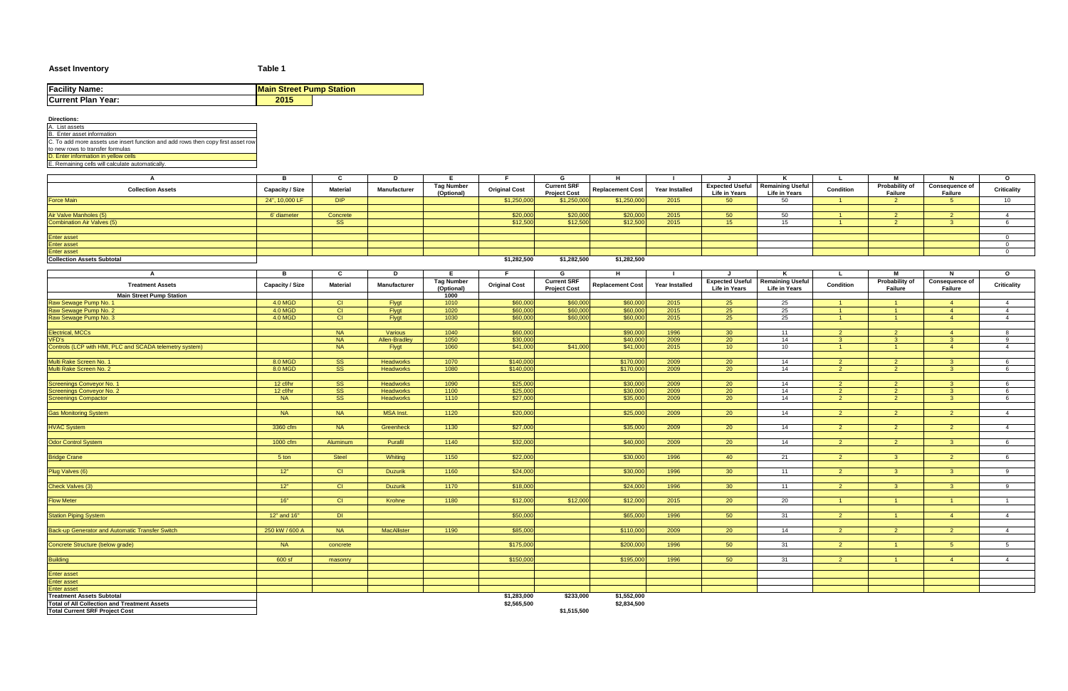**Asset Inventory** **Table 1**

| Facility Name: | Main Street Pump Station |
|---|---|
| Current Plan Year: | 2015 |

**Directions:**

A. List assets
B. Enter asset information
C. To add more assets use insert function and add rows then copy first asset row to new rows to transfer formulas
D. Enter information in yellow cells
E. Remaining cells will calculate automatically.

| A | B | C | D | E | F | G | H | I | J | K | L | M | N | O |
|---|---|---|---|---|---|---|---|---|---|---|---|---|---|---|
| Collection Assets | Capacity / Size | Material | Manufacturer | Tag Number (Optional) | Original Cost | Current SRF Project Cost | Replacement Cost | Year Installed | Expected Useful Life in Years | Remaining Useful Life in Years | Condition | Probability of Failure | Consequence of Failure | Criticality |
| Force Main | 24", 10,000 LF | DIP | | | $1,250,000 | $1,250,000 | $1,250,000 | 2015 | 50 | 50 | 1 | 2 | 5 | 10 |
| | | | | | | | | | | | | | | |
| Air Valve Manholes (5) | 6' diameter | Concrete | | | $20,000 | $20,000 | $20,000 | 2015 | 50 | 50 | 1 | 2 | 2 | 4 |
| Combination Air Valves (5) | | SS | | | $12,500 | $12,500 | $12,500 | 2015 | 15 | 15 | 1 | 2 | 3 | 6 |
| | | | | | | | | | | | | | | |
| Enter asset | | | | | | | | | | | | | | 0 |
| Enter asset | | | | | | | | | | | | | | 0 |
| Enter asset | | | | | | | | | | | | | | 0 |
| Collection Assets Subtotal | | | | | $1,282,500 | $1,282,500 | $1,282,500 | | | | | | | |

| A | B | C | D | E | F | G | H | I | J | K | L | M | N | O |
|---|---|---|---|---|---|---|---|---|---|---|---|---|---|---|
| Treatment Assets | Capacity / Size | Material | Manufacturer | Tag Number (Optional) | Original Cost | Current SRF Project Cost | Replacement Cost | Year Installed | Expected Useful Life in Years | Remaining Useful Life in Years | Condition | Probability of Failure | Consequence of Failure | Criticality |
| Main Street Pump Station | | | | 1000 | | | | | | | | | | |
| Raw Sewage Pump No. 1 | 4.0 MGD | CI | Flygt | 1010 | $60,000 | $60,000 | $60,000 | 2015 | 25 | 25 | 1 | 1 | 4 | 4 |
| Raw Sewage Pump No. 2 | 4.0 MGD | CI | Flygt | 1020 | $60,000 | $60,000 | $60,000 | 2015 | 25 | 25 | 1 | 1 | 4 | 4 |
| Raw Sewage Pump No. 3 | 4.0 MGD | CI | Flygt | 1030 | $60,000 | $60,000 | $60,000 | 2015 | 25 | 25 | 1 | 1 | 4 | 4 |
| | | | | | | | | | | | | | | |
| Electrical, MCCs | | NA | Various | 1040 | $60,000 | | $90,000 | 1996 | 30 | 11 | 2 | 2 | 4 | 8 |
| VFD's | | NA | Allen-Bradley | 1050 | $30,000 | | $40,000 | 2009 | 20 | 14 | 3 | 3 | 3 | 9 |
| Controls (LCP with HMI, PLC and SCADA telemetry system) | | NA | Flygt | 1060 | $41,000 | $41,000 | $41,000 | 2015 | 10 | 10 | 1 | 1 | 4 | 4 |
| | | | | | | | | | | | | | | |
| Multi Rake Screen No. 1 | 8.0 MGD | SS | Headworks | 1070 | $140,000 | | $170,000 | 2009 | 20 | 14 | 2 | 2 | 3 | 6 |
| Multi Rake Screen No. 2 | 8.0 MGD | SS | Headworks | 1080 | $140,000 | | $170,000 | 2009 | 20 | 14 | 2 | 2 | 3 | 6 |
| | | | | | | | | | | | | | | |
| Screenings Conveyor No. 1 | 12 cf/hr | SS | Headworks | 1090 | $25,000 | | $30,000 | 2009 | 20 | 14 | 2 | 2 | 3 | 6 |
| Screenings Conveyor No. 2 | 12 cf/hr | SS | Headworks | 1100 | $25,000 | | $30,000 | 2009 | 20 | 14 | 2 | 2 | 3 | 6 |
| Screenings Compactor | NA | SS | Headworks | 1110 | $27,000 | | $35,000 | 2009 | 20 | 14 | 2 | 2 | 3 | 6 |
| | | | | | | | | | | | | | | |
| Gas Monitoring System | NA | NA | MSA Inst. | 1120 | $20,000 | | $25,000 | 2009 | 20 | 14 | 2 | 2 | 2 | 4 |
| | | | | | | | | | | | | | | |
| HVAC System | 3360 cfm | NA | Greenheck | 1130 | $27,000 | | $35,000 | 2009 | 20 | 14 | 2 | 2 | 2 | 4 |
| | | | | | | | | | | | | | | |
| Odor Control System | 1000 cfm | Aluminum | Purafil | 1140 | $32,000 | | $40,000 | 2009 | 20 | 14 | 2 | 2 | 3 | 6 |
| | | | | | | | | | | | | | | |
| Bridge Crane | 5 ton | Steel | Whiting | 1150 | $22,000 | | $30,000 | 1996 | 40 | 21 | 2 | 3 | 2 | 6 |
| | | | | | | | | | | | | | | |
| Plug Valves (6) | 12" | CI | Duzurik | 1160 | $24,000 | | $30,000 | 1996 | 30 | 11 | 2 | 3 | 3 | 9 |
| | | | | | | | | | | | | | | |
| Check Valves (3) | 12" | CI | Duzurik | 1170 | $18,000 | | $24,000 | 1996 | 30 | 11 | 2 | 3 | 3 | 9 |
| | | | | | | | | | | | | | | |
| Flow Meter | 16" | CI | Krohne | 1180 | $12,000 | $12,000 | $12,000 | 2015 | 20 | 20 | 1 | 1 | 1 | 1 |
| | | | | | | | | | | | | | | |
| Station Piping System | 12" and 16" | DI | | | $50,000 | | $65,000 | 1996 | 50 | 31 | 2 | 1 | 4 | 4 |
| | | | | | | | | | | | | | | |
| Back-up Generator and Automatic Transfer Switch | 250 kW / 600 A | NA | MacAllister | 1190 | $85,000 | | $110,000 | 2009 | 20 | 14 | 2 | 2 | 2 | 4 |
| | | | | | | | | | | | | | | |
| Concrete Structure (below grade) | NA | concrete | | | $175,000 | | $200,000 | 1996 | 50 | 31 | 2 | 1 | 5 | 5 |
| | | | | | | | | | | | | | | |
| Building | 600 sf | masonry | | | $150,000 | | $195,000 | 1996 | 50 | 31 | 2 | 1 | 4 | 4 |
| | | | | | | | | | | | | | | |
| Enter asset | | | | | | | | | | | | | | |
| Enter asset | | | | | | | | | | | | | | |
| Enter asset | | | | | | | | | | | | | | |
| Treatment Assets Subtotal | | | | | $1,283,000 | $233,000 | $1,552,000 | | | | | | | |
| Total of All Collection and Treatment Assets | | | | | $2,565,500 | | $2,834,500 | | | | | | | |
| Total Current SRF Project Cost | | | | | | $1,515,500 | | | | | | | | |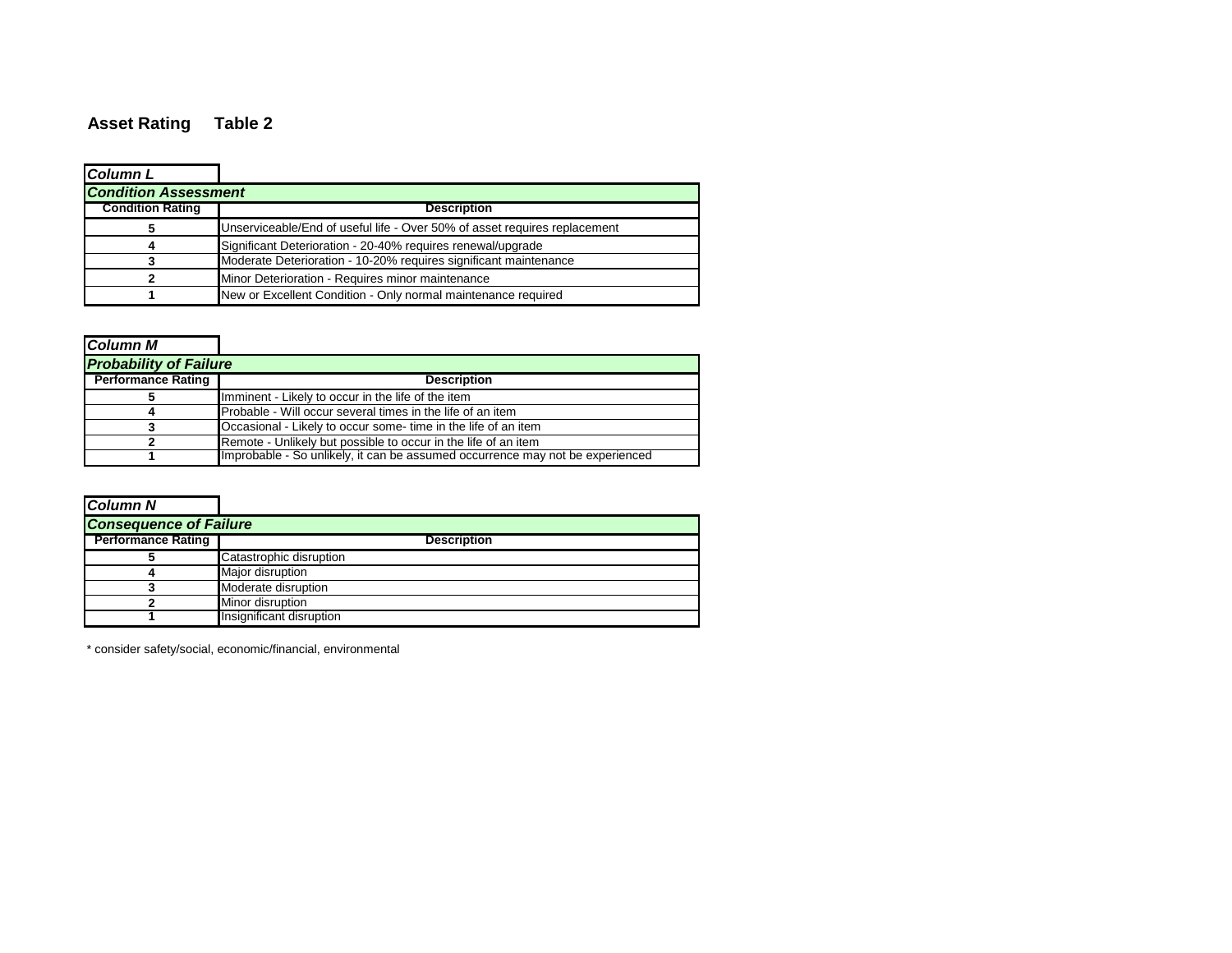## Asset Rating Table 2

***Column L***

| ***Condition Assessment*** | |
|---|---|
| **Condition Rating** | **Description** |
| **5** | Unserviceable/End of useful life - Over 50% of asset requires replacement |
| **4** | Significant Deterioration - 20-40% requires renewal/upgrade |
| **3** | Moderate Deterioration - 10-20% requires significant maintenance |
| **2** | Minor Deterioration - Requires minor maintenance |
| **1** | New or Excellent Condition - Only normal maintenance required |

***Column M***

| ***Probability of Failure*** | |
|---|---|
| **Performance Rating** | **Description** |
| **5** | Imminent - Likely to occur in the life of the item |
| **4** | Probable - Will occur several times in the life of an item |
| **3** | Occasional - Likely to occur some- time in the life of an item |
| **2** | Remote - Unlikely but possible to occur in the life of an item |
| **1** | Improbable - So unlikely, it can be assumed occurrence may not be experienced |

***Column N***

| ***Consequence of Failure*** | |
|---|---|
| **Performance Rating** | **Description** |
| **5** | Catastrophic disruption |
| **4** | Major disruption |
| **3** | Moderate disruption |
| **2** | Minor disruption |
| **1** | Insignificant disruption |

* consider safety/social, economic/financial, environmental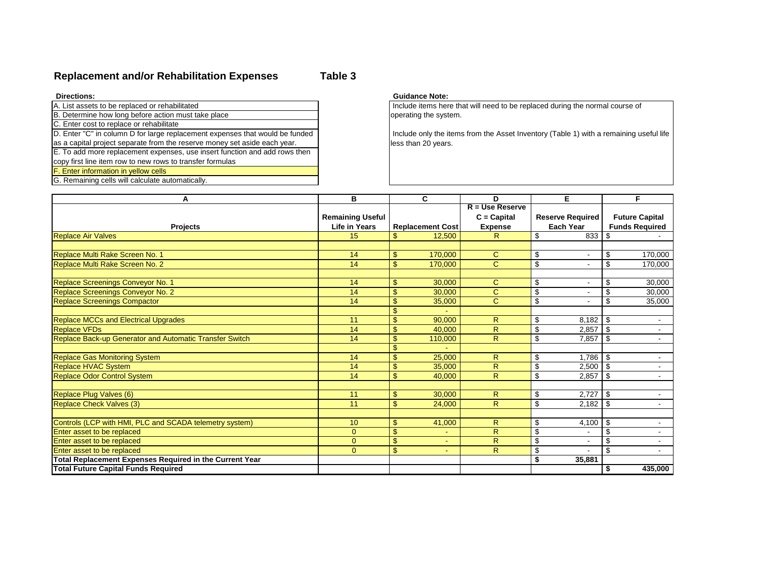## Replacement and/or Rehabilitation Expenses — Table 3

**Directions:**

A. List assets to be replaced or rehabilitated
B. Determine how long before action must take place
C. Enter cost to replace or rehabilitate
D. Enter "C" in column D for large replacement expenses that would be funded as a capital project separate from the reserve money set aside each year.
E. To add more replacement expenses, use insert function and add rows then copy first line item row to new rows to transfer formulas
F. Enter information in yellow cells
G. Remaining cells will calculate automatically.

**Guidance Note:**

Include items here that will need to be replaced during the normal course of operating the system.

Include only the items from the Asset Inventory (Table 1) with a remaining useful life less than 20 years.

| A | B | C | D | E | F |
|---|---|---|---|---|---|
| **Projects** | **Remaining Useful Life in Years** | **Replacement Cost** | **R = Use Reserve C = Capital Expense** | **Reserve Required Each Year** | **Future Capital Funds Required** |
| Replace Air Valves | 15 | $ 12,500 | R | $ 833 | $ - |
| | | | | | |
| Replace Multi Rake Screen No. 1 | 14 | $ 170,000 | C | $ - | $ 170,000 |
| Replace Multi Rake Screen No. 2 | 14 | $ 170,000 | C | $ - | $ 170,000 |
| | | | | | |
| Replace Screenings Conveyor No. 1 | 14 | $ 30,000 | C | $ - | $ 30,000 |
| Replace Screenings Conveyor No. 2 | 14 | $ 30,000 | C | $ - | $ 30,000 |
| Replace Screenings Compactor | 14 | $ 35,000 | C | $ - | $ 35,000 |
| | | $ - | | | |
| Replace MCCs and Electrical Upgrades | 11 | $ 90,000 | R | $ 8,182 | $ - |
| Replace VFDs | 14 | $ 40,000 | R | $ 2,857 | $ - |
| Replace Back-up Generator and Automatic Transfer Switch | 14 | $ 110,000 | R | $ 7,857 | $ - |
| | | $ - | | | |
| Replace Gas Monitoring System | 14 | $ 25,000 | R | $ 1,786 | $ - |
| Replace HVAC System | 14 | $ 35,000 | R | $ 2,500 | $ - |
| Replace Odor Control System | 14 | $ 40,000 | R | $ 2,857 | $ - |
| | | | | | |
| Replace Plug Valves (6) | 11 | $ 30,000 | R | $ 2,727 | $ - |
| Replace Check Valves (3) | 11 | $ 24,000 | R | $ 2,182 | $ - |
| | | | | | |
| Controls (LCP with HMI, PLC and SCADA telemetry system) | 10 | $ 41,000 | R | $ 4,100 | $ - |
| Enter asset to be replaced | 0 | $ - | R | $ - | $ - |
| Enter asset to be replaced | 0 | $ - | R | $ - | $ - |
| Enter asset to be replaced | 0 | $ - | R | $ - | $ - |
| **Total Replacement Expenses Required in the Current Year** | | | | **$ 35,881** | |
| **Total Future Capital Funds Required** | | | | | **$ 435,000** |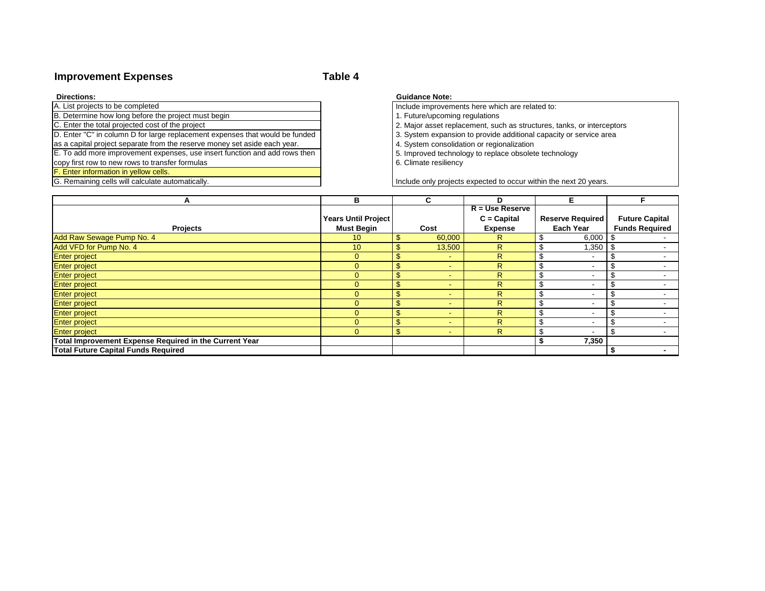## Improvement Expenses

**Table 4**

**Directions:**

A. List projects to be completed
B. Determine how long before the project must begin
C. Enter the total projected cost of the project
D. Enter "C" in column D for large replacement expenses that would be funded as a capital project separate from the reserve money set aside each year.
E. To add more improvement expenses, use insert function and add rows then copy first row to new rows to transfer formulas
F. Enter information in yellow cells.
G. Remaining cells will calculate automatically.

**Guidance Note:**

Include improvements here which are related to:
1. Future/upcoming regulations
2. Major asset replacement, such as structures, tanks, or interceptors
3. System expansion to provide additional capacity or service area
4. System consolidation or regionalization
5. Improved technology to replace obsolete technology
6. Climate resiliency

Include only projects expected to occur within the next 20 years.

| A | B | C | D | E | F |
|---|---|---|---|---|---|
| **Projects** | **Years Until Project Must Begin** | **Cost** | **R = Use Reserve C = Capital Expense** | **Reserve Required Each Year** | **Future Capital Funds Required** |
| Add Raw Sewage Pump No. 4 | 10 | $ 60,000 | R | $ 6,000 | $ - |
| Add VFD for Pump No. 4 | 10 | $ 13,500 | R | $ 1,350 | $ - |
| Enter project | 0 | $ - | R | $ - | $ - |
| Enter project | 0 | $ - | R | $ - | $ - |
| Enter project | 0 | $ - | R | $ - | $ - |
| Enter project | 0 | $ - | R | $ - | $ - |
| Enter project | 0 | $ - | R | $ - | $ - |
| Enter project | 0 | $ - | R | $ - | $ - |
| Enter project | 0 | $ - | R | $ - | $ - |
| Enter project | 0 | $ - | R | $ - | $ - |
| Enter project | 0 | $ - | R | $ - | $ - |
| **Total Improvement Expense Required in the Current Year** | | | | **$ 7,350** | |
| **Total Future Capital Funds Required** | | | | | **$ -** |